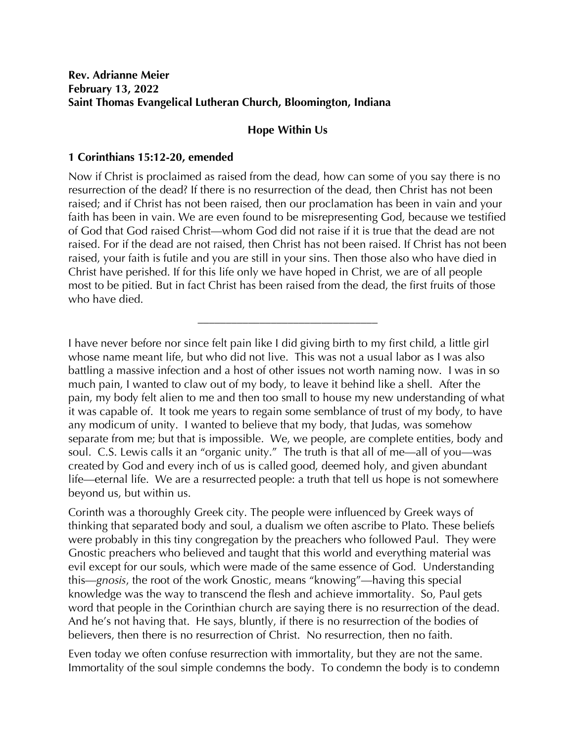**Rev. Adrianne Meier**
**February 13, 2022**
**Saint Thomas Evangelical Lutheran Church, Bloomington, Indiana**

## Hope Within Us

**1 Corinthians 15:12-20, emended**

Now if Christ is proclaimed as raised from the dead, how can some of you say there is no resurrection of the dead? If there is no resurrection of the dead, then Christ has not been raised; and if Christ has not been raised, then our proclamation has been in vain and your faith has been in vain. We are even found to be misrepresenting God, because we testified of God that God raised Christ—whom God did not raise if it is true that the dead are not raised. For if the dead are not raised, then Christ has not been raised. If Christ has not been raised, your faith is futile and you are still in your sins. Then those also who have died in Christ have perished. If for this life only we have hoped in Christ, we are of all people most to be pitied. But in fact Christ has been raised from the dead, the first fruits of those who have died.

---

I have never before nor since felt pain like I did giving birth to my first child, a little girl whose name meant life, but who did not live. This was not a usual labor as I was also battling a massive infection and a host of other issues not worth naming now. I was in so much pain, I wanted to claw out of my body, to leave it behind like a shell. After the pain, my body felt alien to me and then too small to house my new understanding of what it was capable of. It took me years to regain some semblance of trust of my body, to have any modicum of unity. I wanted to believe that my body, that Judas, was somehow separate from me; but that is impossible. We, we people, are complete entities, body and soul. C.S. Lewis calls it an "organic unity." The truth is that all of me—all of you—was created by God and every inch of us is called good, deemed holy, and given abundant life—eternal life. We are a resurrected people: a truth that tell us hope is not somewhere beyond us, but within us.

Corinth was a thoroughly Greek city. The people were influenced by Greek ways of thinking that separated body and soul, a dualism we often ascribe to Plato. These beliefs were probably in this tiny congregation by the preachers who followed Paul. They were Gnostic preachers who believed and taught that this world and everything material was evil except for our souls, which were made of the same essence of God. Understanding this—*gnosis*, the root of the work Gnostic, means "knowing"—having this special knowledge was the way to transcend the flesh and achieve immortality. So, Paul gets word that people in the Corinthian church are saying there is no resurrection of the dead. And he's not having that. He says, bluntly, if there is no resurrection of the bodies of believers, then there is no resurrection of Christ. No resurrection, then no faith.

Even today we often confuse resurrection with immortality, but they are not the same. Immortality of the soul simple condemns the body. To condemn the body is to condemn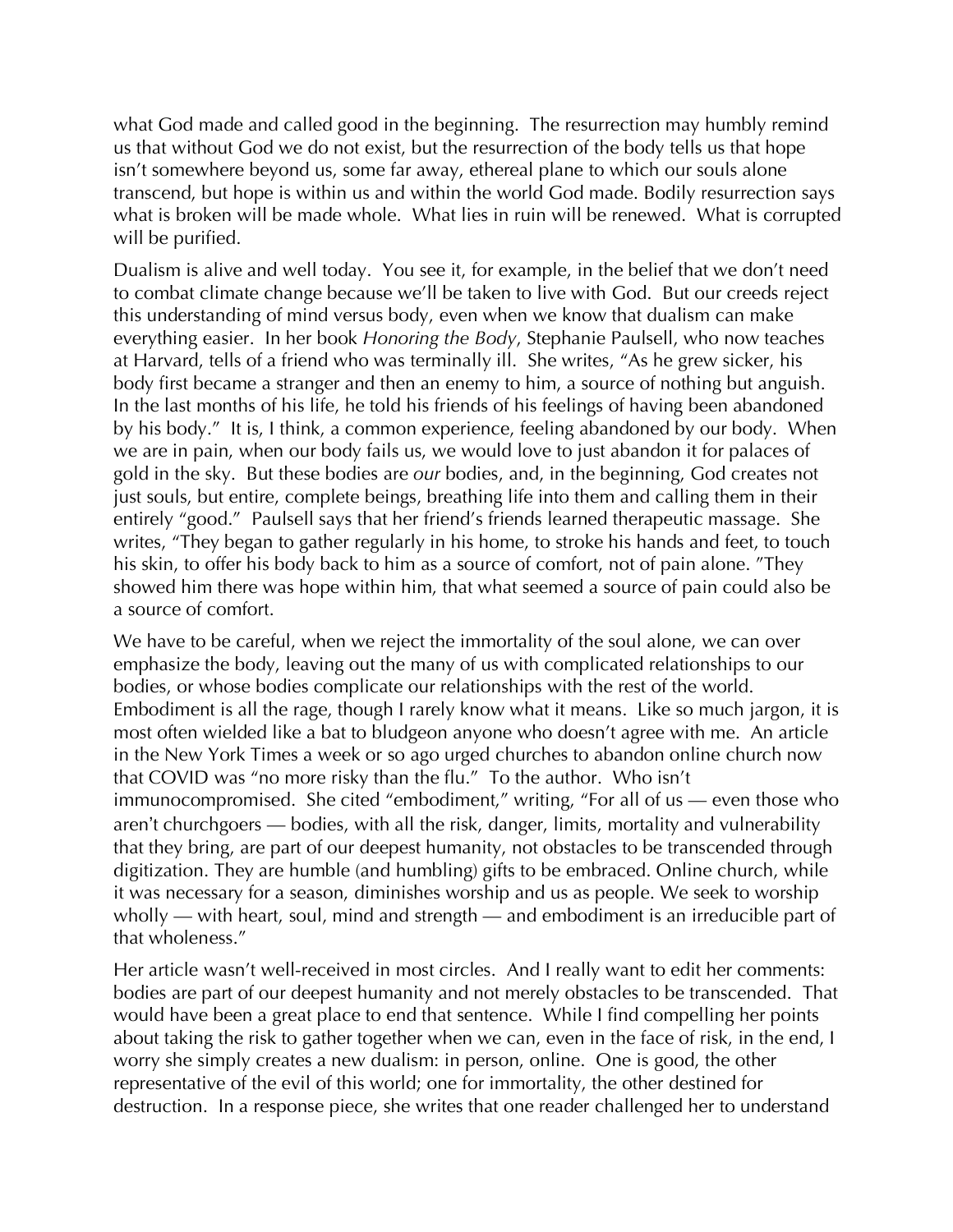what God made and called good in the beginning. The resurrection may humbly remind us that without God we do not exist, but the resurrection of the body tells us that hope isn't somewhere beyond us, some far away, ethereal plane to which our souls alone transcend, but hope is within us and within the world God made. Bodily resurrection says what is broken will be made whole. What lies in ruin will be renewed. What is corrupted will be purified.

Dualism is alive and well today. You see it, for example, in the belief that we don't need to combat climate change because we'll be taken to live with God. But our creeds reject this understanding of mind versus body, even when we know that dualism can make everything easier. In her book *Honoring the Body*, Stephanie Paulsell, who now teaches at Harvard, tells of a friend who was terminally ill. She writes, "As he grew sicker, his body first became a stranger and then an enemy to him, a source of nothing but anguish. In the last months of his life, he told his friends of his feelings of having been abandoned by his body." It is, I think, a common experience, feeling abandoned by our body. When we are in pain, when our body fails us, we would love to just abandon it for palaces of gold in the sky. But these bodies are *our* bodies, and, in the beginning, God creates not just souls, but entire, complete beings, breathing life into them and calling them in their entirely "good." Paulsell says that her friend's friends learned therapeutic massage. She writes, "They began to gather regularly in his home, to stroke his hands and feet, to touch his skin, to offer his body back to him as a source of comfort, not of pain alone. "They showed him there was hope within him, that what seemed a source of pain could also be a source of comfort.

We have to be careful, when we reject the immortality of the soul alone, we can over emphasize the body, leaving out the many of us with complicated relationships to our bodies, or whose bodies complicate our relationships with the rest of the world. Embodiment is all the rage, though I rarely know what it means. Like so much jargon, it is most often wielded like a bat to bludgeon anyone who doesn't agree with me. An article in the New York Times a week or so ago urged churches to abandon online church now that COVID was "no more risky than the flu." To the author. Who isn't immunocompromised. She cited "embodiment," writing, "For all of us — even those who aren't churchgoers — bodies, with all the risk, danger, limits, mortality and vulnerability that they bring, are part of our deepest humanity, not obstacles to be transcended through digitization. They are humble (and humbling) gifts to be embraced. Online church, while it was necessary for a season, diminishes worship and us as people. We seek to worship wholly — with heart, soul, mind and strength — and embodiment is an irreducible part of that wholeness."

Her article wasn't well-received in most circles. And I really want to edit her comments: bodies are part of our deepest humanity and not merely obstacles to be transcended. That would have been a great place to end that sentence. While I find compelling her points about taking the risk to gather together when we can, even in the face of risk, in the end, I worry she simply creates a new dualism: in person, online. One is good, the other representative of the evil of this world; one for immortality, the other destined for destruction. In a response piece, she writes that one reader challenged her to understand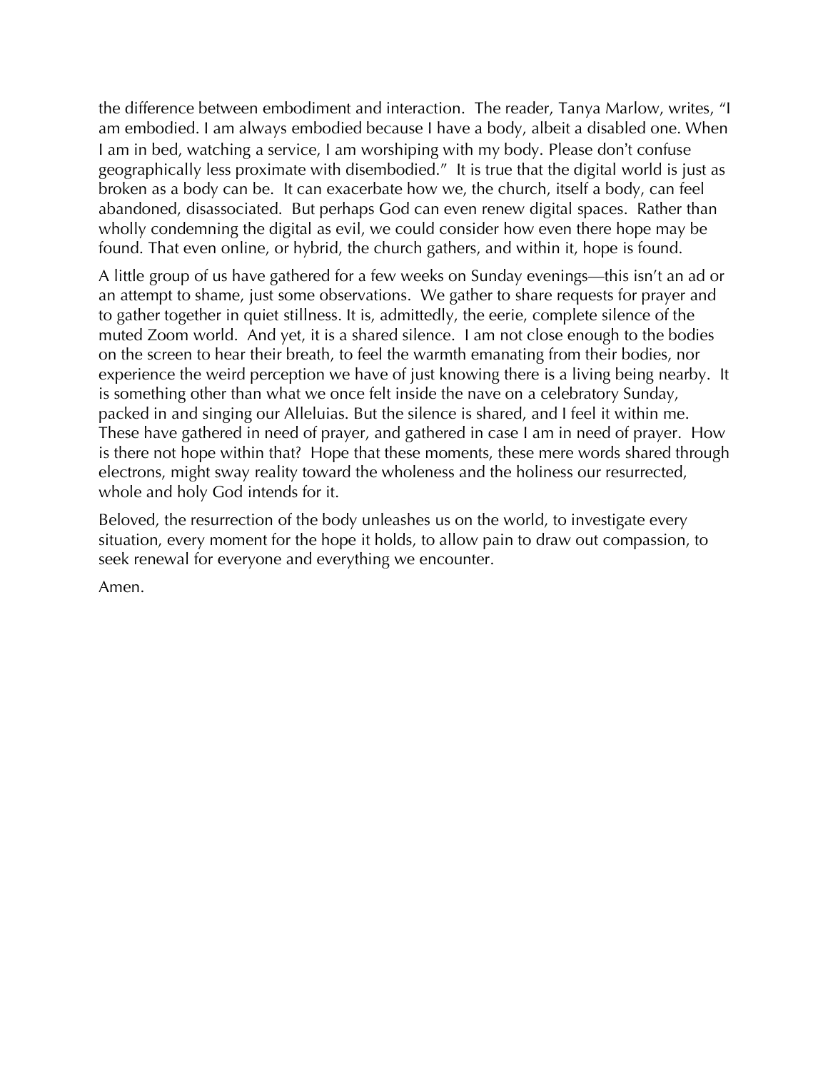the difference between embodiment and interaction. The reader, Tanya Marlow, writes, "I am embodied. I am always embodied because I have a body, albeit a disabled one. When I am in bed, watching a service, I am worshiping with my body. Please don't confuse geographically less proximate with disembodied." It is true that the digital world is just as broken as a body can be. It can exacerbate how we, the church, itself a body, can feel abandoned, disassociated. But perhaps God can even renew digital spaces. Rather than wholly condemning the digital as evil, we could consider how even there hope may be found. That even online, or hybrid, the church gathers, and within it, hope is found.

A little group of us have gathered for a few weeks on Sunday evenings—this isn't an ad or an attempt to shame, just some observations. We gather to share requests for prayer and to gather together in quiet stillness. It is, admittedly, the eerie, complete silence of the muted Zoom world. And yet, it is a shared silence. I am not close enough to the bodies on the screen to hear their breath, to feel the warmth emanating from their bodies, nor experience the weird perception we have of just knowing there is a living being nearby. It is something other than what we once felt inside the nave on a celebratory Sunday, packed in and singing our Alleluias. But the silence is shared, and I feel it within me. These have gathered in need of prayer, and gathered in case I am in need of prayer. How is there not hope within that? Hope that these moments, these mere words shared through electrons, might sway reality toward the wholeness and the holiness our resurrected, whole and holy God intends for it.

Beloved, the resurrection of the body unleashes us on the world, to investigate every situation, every moment for the hope it holds, to allow pain to draw out compassion, to seek renewal for everyone and everything we encounter.

Amen.